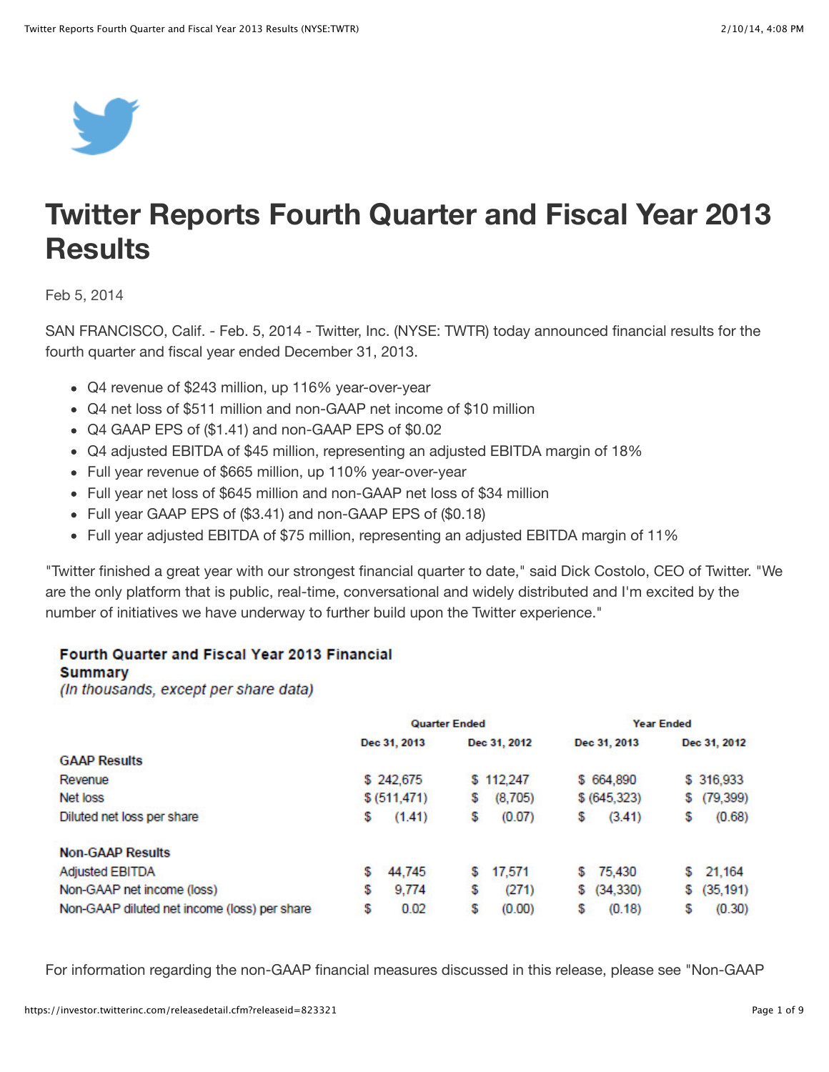# Twitter Reports Fourth Quarter and Fiscal Year 2013 Results

Feb 5, 2014

SAN FRANCISCO, Calif. - Feb. 5, 2014 - Twitter, Inc. (NYSE: TWTR) today announced financial results for the fourth quarter and fiscal year ended December 31, 2013.

- Q4 revenue of $243 million, up 116% year-over-year
- Q4 net loss of $511 million and non-GAAP net income of $10 million
- Q4 GAAP EPS of ($1.41) and non-GAAP EPS of $0.02
- Q4 adjusted EBITDA of $45 million, representing an adjusted EBITDA margin of 18%
- Full year revenue of $665 million, up 110% year-over-year
- Full year net loss of $645 million and non-GAAP net loss of $34 million
- Full year GAAP EPS of ($3.41) and non-GAAP EPS of ($0.18)
- Full year adjusted EBITDA of $75 million, representing an adjusted EBITDA margin of 11%

"Twitter finished a great year with our strongest financial quarter to date," said Dick Costolo, CEO of Twitter. "We are the only platform that is public, real-time, conversational and widely distributed and I'm excited by the number of initiatives we have underway to further build upon the Twitter experience."

**Fourth Quarter and Fiscal Year 2013 Financial Summary**
*(In thousands, except per share data)*

| | Quarter Ended | | Year Ended | |
|---|---|---|---|---|
| | Dec 31, 2013 | Dec 31, 2012 | Dec 31, 2013 | Dec 31, 2012 |
| **GAAP Results** | | | | |
| Revenue | $ 242,675 | $ 112,247 | $ 664,890 | $ 316,933 |
| Net loss | $ (511,471) | $ (8,705) | $ (645,323) | $ (79,399) |
| Diluted net loss per share | $ (1.41) | $ (0.07) | $ (3.41) | $ (0.68) |
| **Non-GAAP Results** | | | | |
| Adjusted EBITDA | $ 44,745 | $ 17,571 | $ 75,430 | $ 21,164 |
| Non-GAAP net income (loss) | $ 9,774 | $ (271) | $ (34,330) | $ (35,191) |
| Non-GAAP diluted net income (loss) per share | $ 0.02 | $ (0.00) | $ (0.18) | $ (0.30) |

For information regarding the non-GAAP financial measures discussed in this release, please see "Non-GAAP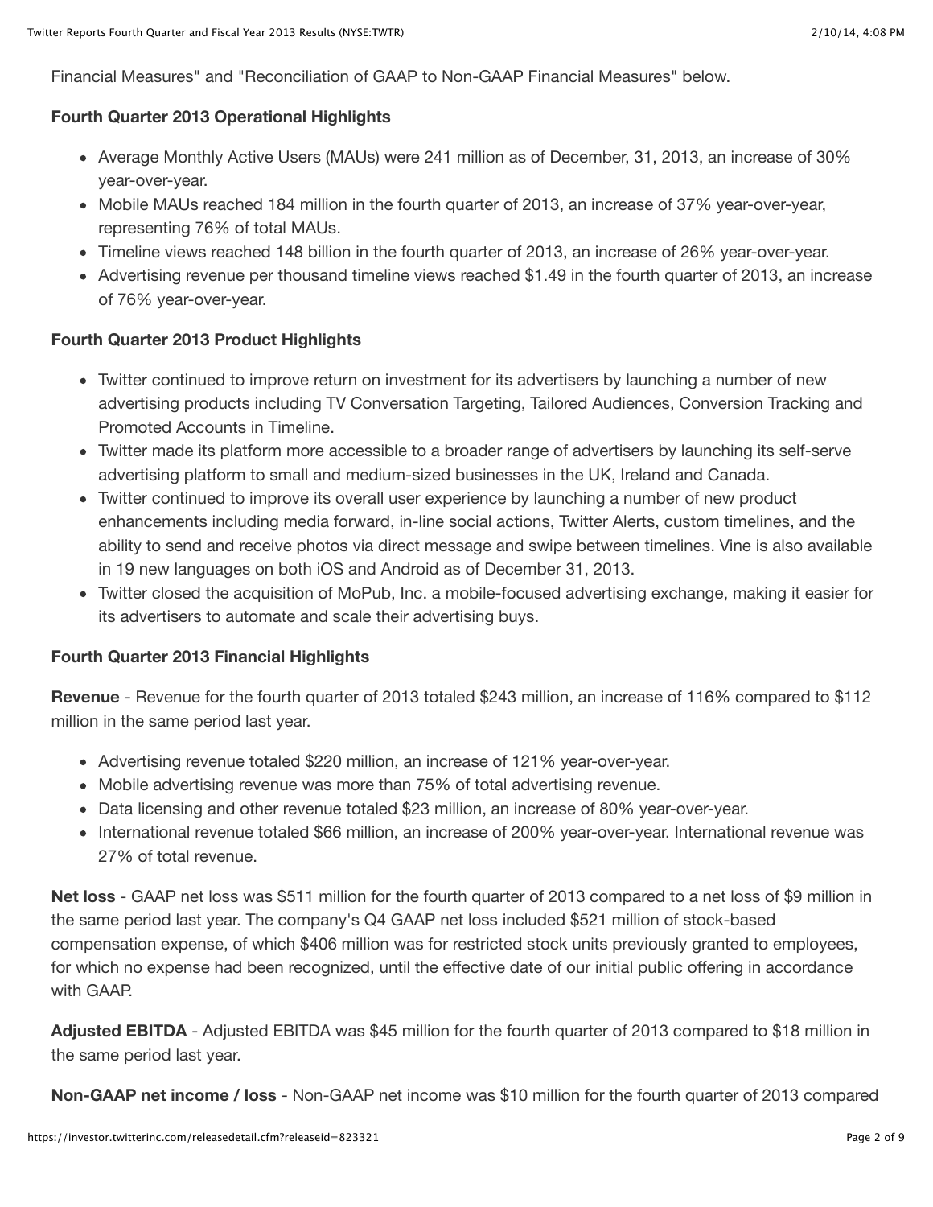Financial Measures" and "Reconciliation of GAAP to Non-GAAP Financial Measures" below.

**Fourth Quarter 2013 Operational Highlights**

- Average Monthly Active Users (MAUs) were 241 million as of December, 31, 2013, an increase of 30% year-over-year.
- Mobile MAUs reached 184 million in the fourth quarter of 2013, an increase of 37% year-over-year, representing 76% of total MAUs.
- Timeline views reached 148 billion in the fourth quarter of 2013, an increase of 26% year-over-year.
- Advertising revenue per thousand timeline views reached $1.49 in the fourth quarter of 2013, an increase of 76% year-over-year.

**Fourth Quarter 2013 Product Highlights**

- Twitter continued to improve return on investment for its advertisers by launching a number of new advertising products including TV Conversation Targeting, Tailored Audiences, Conversion Tracking and Promoted Accounts in Timeline.
- Twitter made its platform more accessible to a broader range of advertisers by launching its self-serve advertising platform to small and medium-sized businesses in the UK, Ireland and Canada.
- Twitter continued to improve its overall user experience by launching a number of new product enhancements including media forward, in-line social actions, Twitter Alerts, custom timelines, and the ability to send and receive photos via direct message and swipe between timelines. Vine is also available in 19 new languages on both iOS and Android as of December 31, 2013.
- Twitter closed the acquisition of MoPub, Inc. a mobile-focused advertising exchange, making it easier for its advertisers to automate and scale their advertising buys.

**Fourth Quarter 2013 Financial Highlights**

**Revenue** - Revenue for the fourth quarter of 2013 totaled $243 million, an increase of 116% compared to $112 million in the same period last year.

- Advertising revenue totaled $220 million, an increase of 121% year-over-year.
- Mobile advertising revenue was more than 75% of total advertising revenue.
- Data licensing and other revenue totaled $23 million, an increase of 80% year-over-year.
- International revenue totaled $66 million, an increase of 200% year-over-year. International revenue was 27% of total revenue.

**Net loss** - GAAP net loss was $511 million for the fourth quarter of 2013 compared to a net loss of $9 million in the same period last year. The company's Q4 GAAP net loss included $521 million of stock-based compensation expense, of which $406 million was for restricted stock units previously granted to employees, for which no expense had been recognized, until the effective date of our initial public offering in accordance with GAAP.

**Adjusted EBITDA** - Adjusted EBITDA was $45 million for the fourth quarter of 2013 compared to $18 million in the same period last year.

**Non-GAAP net income / loss** - Non-GAAP net income was $10 million for the fourth quarter of 2013 compared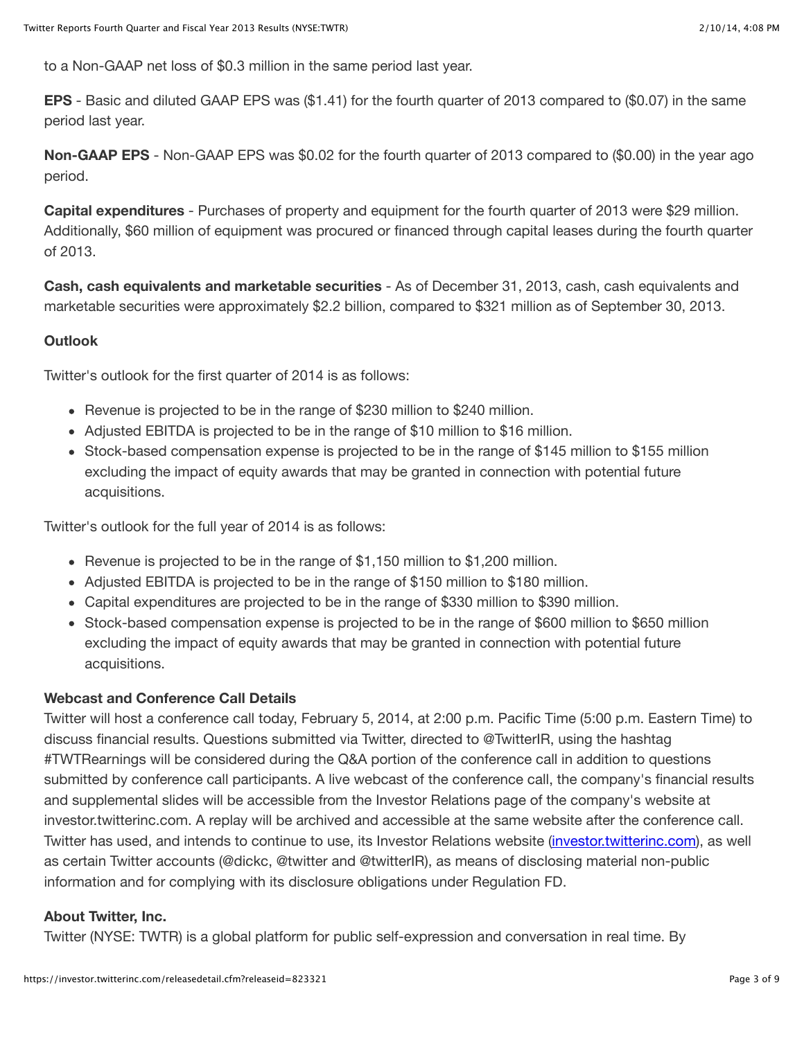to a Non-GAAP net loss of $0.3 million in the same period last year.

**EPS** - Basic and diluted GAAP EPS was ($1.41) for the fourth quarter of 2013 compared to ($0.07) in the same period last year.

**Non-GAAP EPS** - Non-GAAP EPS was $0.02 for the fourth quarter of 2013 compared to ($0.00) in the year ago period.

**Capital expenditures** - Purchases of property and equipment for the fourth quarter of 2013 were $29 million. Additionally, $60 million of equipment was procured or financed through capital leases during the fourth quarter of 2013.

**Cash, cash equivalents and marketable securities** - As of December 31, 2013, cash, cash equivalents and marketable securities were approximately $2.2 billion, compared to $321 million as of September 30, 2013.

### Outlook

Twitter's outlook for the first quarter of 2014 is as follows:

- Revenue is projected to be in the range of $230 million to $240 million.
- Adjusted EBITDA is projected to be in the range of $10 million to $16 million.
- Stock-based compensation expense is projected to be in the range of $145 million to $155 million excluding the impact of equity awards that may be granted in connection with potential future acquisitions.

Twitter's outlook for the full year of 2014 is as follows:

- Revenue is projected to be in the range of $1,150 million to $1,200 million.
- Adjusted EBITDA is projected to be in the range of $150 million to $180 million.
- Capital expenditures are projected to be in the range of $330 million to $390 million.
- Stock-based compensation expense is projected to be in the range of $600 million to $650 million excluding the impact of equity awards that may be granted in connection with potential future acquisitions.

### Webcast and Conference Call Details

Twitter will host a conference call today, February 5, 2014, at 2:00 p.m. Pacific Time (5:00 p.m. Eastern Time) to discuss financial results. Questions submitted via Twitter, directed to @TwitterIR, using the hashtag #TWTRearnings will be considered during the Q&A portion of the conference call in addition to questions submitted by conference call participants. A live webcast of the conference call, the company's financial results and supplemental slides will be accessible from the Investor Relations page of the company's website at investor.twitterinc.com. A replay will be archived and accessible at the same website after the conference call. Twitter has used, and intends to continue to use, its Investor Relations website (investor.twitterinc.com), as well as certain Twitter accounts (@dickc, @twitter and @twitterIR), as means of disclosing material non-public information and for complying with its disclosure obligations under Regulation FD.

### About Twitter, Inc.

Twitter (NYSE: TWTR) is a global platform for public self-expression and conversation in real time. By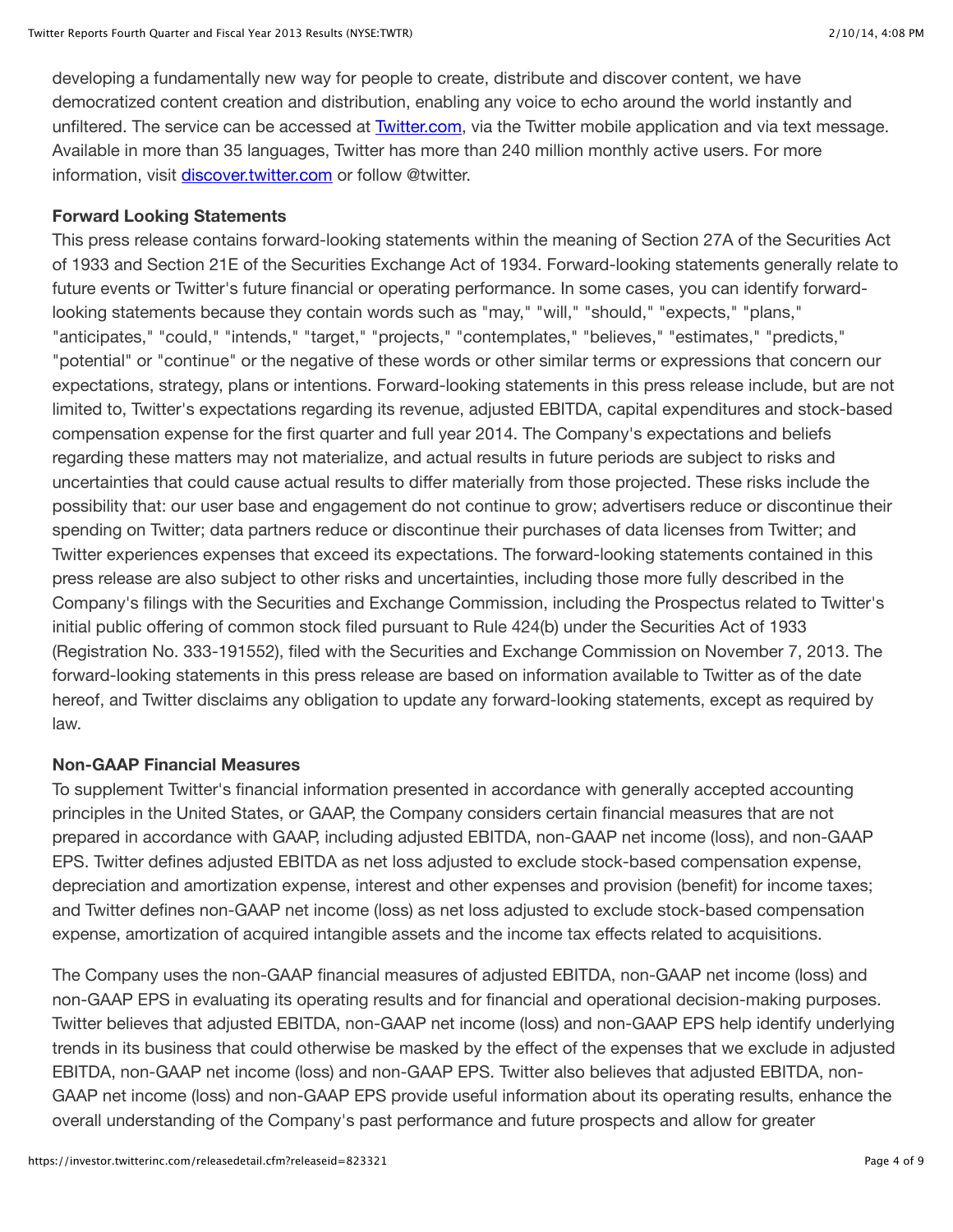developing a fundamentally new way for people to create, distribute and discover content, we have democratized content creation and distribution, enabling any voice to echo around the world instantly and unfiltered. The service can be accessed at Twitter.com, via the Twitter mobile application and via text message. Available in more than 35 languages, Twitter has more than 240 million monthly active users. For more information, visit discover.twitter.com or follow @twitter.

**Forward Looking Statements**

This press release contains forward-looking statements within the meaning of Section 27A of the Securities Act of 1933 and Section 21E of the Securities Exchange Act of 1934. Forward-looking statements generally relate to future events or Twitter's future financial or operating performance. In some cases, you can identify forward-looking statements because they contain words such as "may," "will," "should," "expects," "plans," "anticipates," "could," "intends," "target," "projects," "contemplates," "believes," "estimates," "predicts," "potential" or "continue" or the negative of these words or other similar terms or expressions that concern our expectations, strategy, plans or intentions. Forward-looking statements in this press release include, but are not limited to, Twitter's expectations regarding its revenue, adjusted EBITDA, capital expenditures and stock-based compensation expense for the first quarter and full year 2014. The Company's expectations and beliefs regarding these matters may not materialize, and actual results in future periods are subject to risks and uncertainties that could cause actual results to differ materially from those projected. These risks include the possibility that: our user base and engagement do not continue to grow; advertisers reduce or discontinue their spending on Twitter; data partners reduce or discontinue their purchases of data licenses from Twitter; and Twitter experiences expenses that exceed its expectations. The forward-looking statements contained in this press release are also subject to other risks and uncertainties, including those more fully described in the Company's filings with the Securities and Exchange Commission, including the Prospectus related to Twitter's initial public offering of common stock filed pursuant to Rule 424(b) under the Securities Act of 1933 (Registration No. 333-191552), filed with the Securities and Exchange Commission on November 7, 2013. The forward-looking statements in this press release are based on information available to Twitter as of the date hereof, and Twitter disclaims any obligation to update any forward-looking statements, except as required by law.

**Non-GAAP Financial Measures**

To supplement Twitter's financial information presented in accordance with generally accepted accounting principles in the United States, or GAAP, the Company considers certain financial measures that are not prepared in accordance with GAAP, including adjusted EBITDA, non-GAAP net income (loss), and non-GAAP EPS. Twitter defines adjusted EBITDA as net loss adjusted to exclude stock-based compensation expense, depreciation and amortization expense, interest and other expenses and provision (benefit) for income taxes; and Twitter defines non-GAAP net income (loss) as net loss adjusted to exclude stock-based compensation expense, amortization of acquired intangible assets and the income tax effects related to acquisitions.

The Company uses the non-GAAP financial measures of adjusted EBITDA, non-GAAP net income (loss) and non-GAAP EPS in evaluating its operating results and for financial and operational decision-making purposes. Twitter believes that adjusted EBITDA, non-GAAP net income (loss) and non-GAAP EPS help identify underlying trends in its business that could otherwise be masked by the effect of the expenses that we exclude in adjusted EBITDA, non-GAAP net income (loss) and non-GAAP EPS. Twitter also believes that adjusted EBITDA, non-GAAP net income (loss) and non-GAAP EPS provide useful information about its operating results, enhance the overall understanding of the Company's past performance and future prospects and allow for greater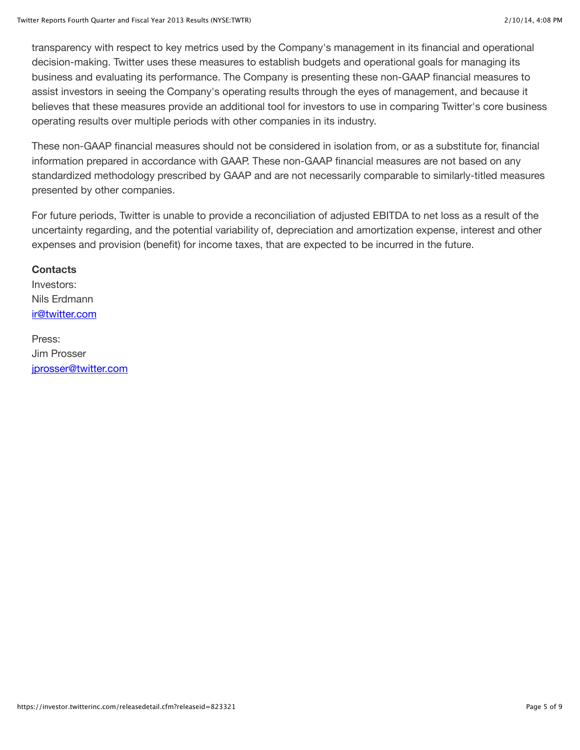transparency with respect to key metrics used by the Company's management in its financial and operational decision-making. Twitter uses these measures to establish budgets and operational goals for managing its business and evaluating its performance. The Company is presenting these non-GAAP financial measures to assist investors in seeing the Company's operating results through the eyes of management, and because it believes that these measures provide an additional tool for investors to use in comparing Twitter's core business operating results over multiple periods with other companies in its industry.

These non-GAAP financial measures should not be considered in isolation from, or as a substitute for, financial information prepared in accordance with GAAP. These non-GAAP financial measures are not based on any standardized methodology prescribed by GAAP and are not necessarily comparable to similarly-titled measures presented by other companies.

For future periods, Twitter is unable to provide a reconciliation of adjusted EBITDA to net loss as a result of the uncertainty regarding, and the potential variability of, depreciation and amortization expense, interest and other expenses and provision (benefit) for income taxes, that are expected to be incurred in the future.

**Contacts**
Investors:
Nils Erdmann
ir@twitter.com

Press:
Jim Prosser
jprosser@twitter.com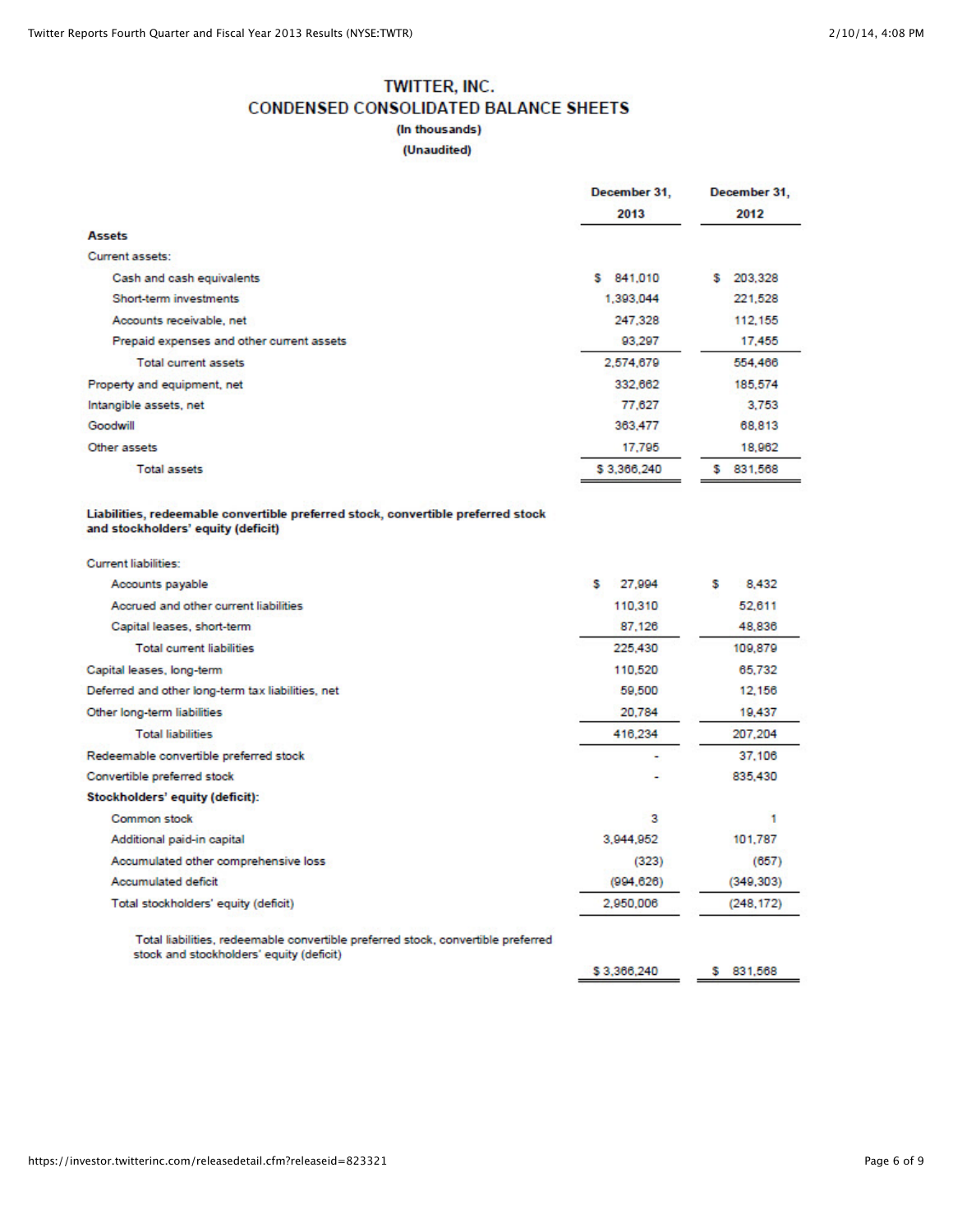# TWITTER, INC.

## CONDENSED CONSOLIDATED BALANCE SHEETS

**(In thousands)**

**(Unaudited)**

| | December 31, 2013 | December 31, 2012 |
|---|---|---|
| **Assets** | | |
| Current assets: | | |
| Cash and cash equivalents | $ 841,010 | $ 203,328 |
| Short-term investments | 1,393,044 | 221,528 |
| Accounts receivable, net | 247,328 | 112,155 |
| Prepaid expenses and other current assets | 93,297 | 17,455 |
| Total current assets | 2,574,679 | 554,466 |
| Property and equipment, net | 332,662 | 185,574 |
| Intangible assets, net | 77,627 | 3,753 |
| Goodwill | 363,477 | 68,813 |
| Other assets | 17,795 | 18,962 |
| Total assets | $ 3,366,240 | $ 831,568 |
| **Liabilities, redeemable convertible preferred stock, convertible preferred stock and stockholders' equity (deficit)** | | |
| Current liabilities: | | |
| Accounts payable | $ 27,994 | $ 8,432 |
| Accrued and other current liabilities | 110,310 | 52,611 |
| Capital leases, short-term | 87,126 | 48,836 |
| Total current liabilities | 225,430 | 109,879 |
| Capital leases, long-term | 110,520 | 65,732 |
| Deferred and other long-term tax liabilities, net | 59,500 | 12,156 |
| Other long-term liabilities | 20,784 | 19,437 |
| Total liabilities | 416,234 | 207,204 |
| Redeemable convertible preferred stock | - | 37,106 |
| Convertible preferred stock | - | 835,430 |
| **Stockholders' equity (deficit):** | | |
| Common stock | 3 | 1 |
| Additional paid-in capital | 3,944,952 | 101,787 |
| Accumulated other comprehensive loss | (323) | (657) |
| Accumulated deficit | (994,626) | (349,303) |
| Total stockholders' equity (deficit) | 2,950,006 | (248,172) |
| Total liabilities, redeemable convertible preferred stock, convertible preferred stock and stockholders' equity (deficit) | $ 3,366,240 | $ 831,568 |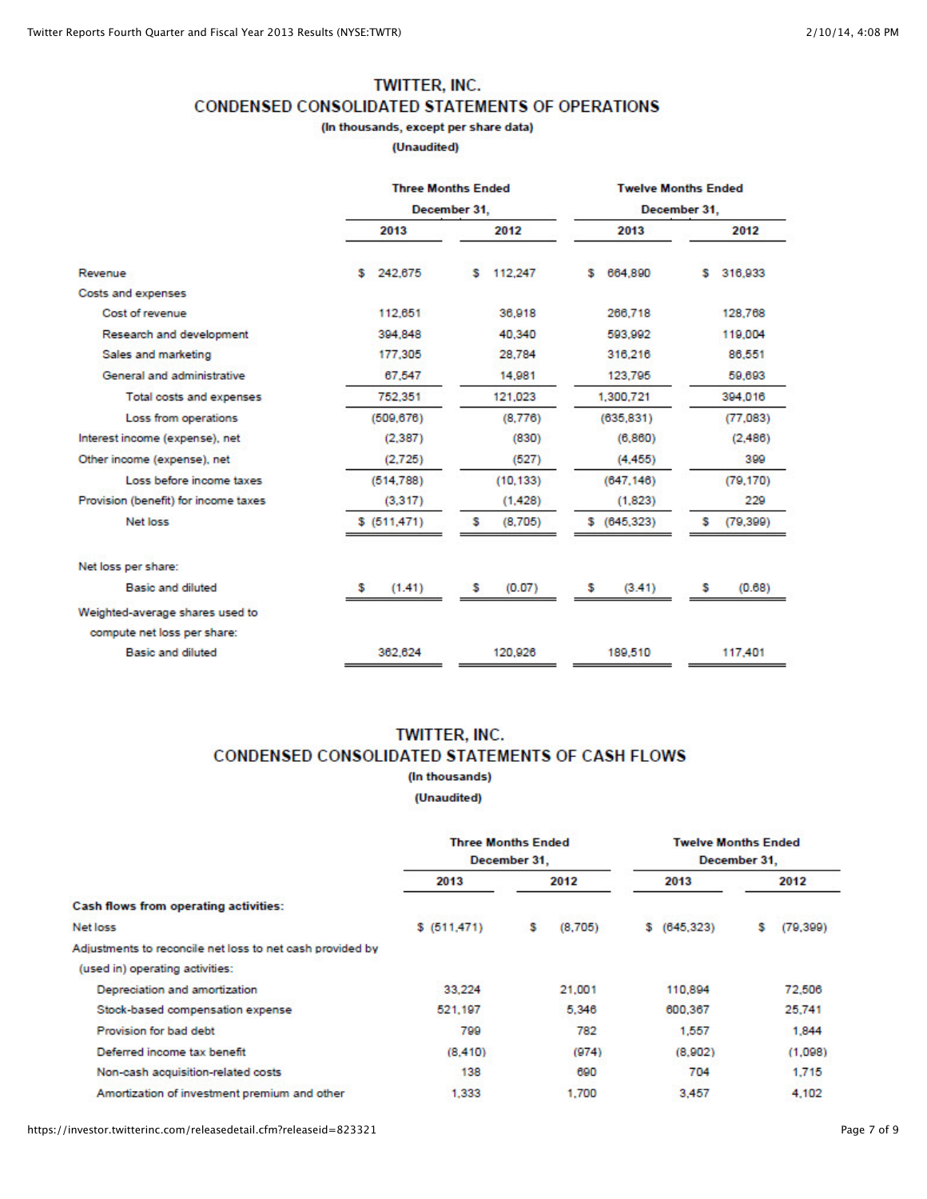# TWITTER, INC.

## CONDENSED CONSOLIDATED STATEMENTS OF OPERATIONS

**(In thousands, except per share data)**

**(Unaudited)**

| | Three Months Ended December 31, | | Twelve Months Ended December 31, | |
|---|---|---|---|---|
| | 2013 | 2012 | 2013 | 2012 |
| Revenue | $ 242,675 | $ 112,247 | $ 664,890 | $ 316,933 |
| Costs and expenses | | | | |
| Cost of revenue | 112,651 | 36,918 | 266,718 | 128,768 |
| Research and development | 394,848 | 40,340 | 593,992 | 119,004 |
| Sales and marketing | 177,305 | 28,784 | 316,216 | 86,551 |
| General and administrative | 67,547 | 14,981 | 123,795 | 59,693 |
| Total costs and expenses | 752,351 | 121,023 | 1,300,721 | 394,016 |
| Loss from operations | (509,676) | (8,776) | (635,831) | (77,083) |
| Interest income (expense), net | (2,387) | (830) | (6,860) | (2,486) |
| Other income (expense), net | (2,725) | (527) | (4,455) | 399 |
| Loss before income taxes | (514,788) | (10,133) | (647,146) | (79,170) |
| Provision (benefit) for income taxes | (3,317) | (1,428) | (1,823) | 229 |
| Net loss | $ (511,471) | $ (8,705) | $ (645,323) | $ (79,399) |
| Net loss per share: | | | | |
| Basic and diluted | $ (1.41) | $ (0.07) | $ (3.41) | $ (0.68) |
| Weighted-average shares used to compute net loss per share: | | | | |
| Basic and diluted | 362,624 | 120,926 | 189,510 | 117,401 |

# TWITTER, INC.

## CONDENSED CONSOLIDATED STATEMENTS OF CASH FLOWS

**(In thousands)**

**(Unaudited)**

| | Three Months Ended December 31, | | Twelve Months Ended December 31, | |
|---|---|---|---|---|
| | 2013 | 2012 | 2013 | 2012 |
| **Cash flows from operating activities:** | | | | |
| Net loss | $ (511,471) | $ (8,705) | $ (645,323) | $ (79,399) |
| Adjustments to reconcile net loss to net cash provided by (used in) operating activities: | | | | |
| Depreciation and amortization | 33,224 | 21,001 | 110,894 | 72,506 |
| Stock-based compensation expense | 521,197 | 5,346 | 600,367 | 25,741 |
| Provision for bad debt | 799 | 782 | 1,557 | 1,844 |
| Deferred income tax benefit | (8,410) | (974) | (8,902) | (1,098) |
| Non-cash acquisition-related costs | 138 | 690 | 704 | 1,715 |
| Amortization of investment premium and other | 1,333 | 1,700 | 3,457 | 4,102 |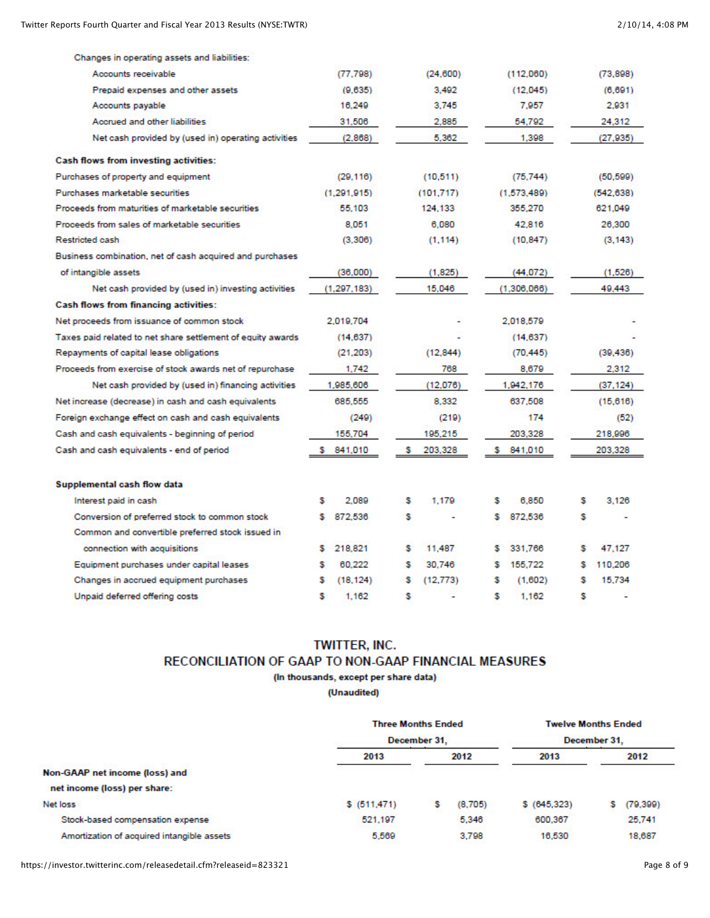| | | | | |
|---|---|---|---|---|
| Changes in operating assets and liabilities: | | | | |
| Accounts receivable | (77,798) | (24,600) | (112,060) | (73,898) |
| Prepaid expenses and other assets | (9,635) | 3,492 | (12,045) | (6,691) |
| Accounts payable | 16,249 | 3,745 | 7,957 | 2,931 |
| Accrued and other liabilities | 31,506 | 2,885 | 54,792 | 24,312 |
| Net cash provided by (used in) operating activities | (2,868) | 5,362 | 1,398 | (27,935) |
| **Cash flows from investing activities:** | | | | |
| Purchases of property and equipment | (29,116) | (10,511) | (75,744) | (50,599) |
| Purchases marketable securities | (1,291,915) | (101,717) | (1,573,489) | (542,638) |
| Proceeds from maturities of marketable securities | 55,103 | 124,133 | 355,270 | 621,049 |
| Proceeds from sales of marketable securities | 8,051 | 6,080 | 42,816 | 26,300 |
| Restricted cash | (3,306) | (1,114) | (10,847) | (3,143) |
| Business combination, net of cash acquired and purchases of intangible assets | (36,000) | (1,825) | (44,072) | (1,526) |
| Net cash provided by (used in) investing activities | (1,297,183) | 15,046 | (1,306,066) | 49,443 |
| **Cash flows from financing activities:** | | | | |
| Net proceeds from issuance of common stock | 2,019,704 | - | 2,018,579 | - |
| Taxes paid related to net share settlement of equity awards | (14,637) | - | (14,637) | - |
| Repayments of capital lease obligations | (21,203) | (12,844) | (70,445) | (39,436) |
| Proceeds from exercise of stock awards net of repurchase | 1,742 | 768 | 8,679 | 2,312 |
| Net cash provided by (used in) financing activities | 1,985,606 | (12,076) | 1,942,176 | (37,124) |
| Net increase (decrease) in cash and cash equivalents | 685,555 | 8,332 | 637,508 | (15,616) |
| Foreign exchange effect on cash and cash equivalents | (249) | (219) | 174 | (52) |
| Cash and cash equivalents - beginning of period | 155,704 | 195,215 | 203,328 | 218,996 |
| Cash and cash equivalents - end of period | $ 841,010 | $ 203,328 | $ 841,010 | 203,328 |
| | | | | |
| **Supplemental cash flow data** | | | | |
| Interest paid in cash | $ 2,089 | $ 1,179 | $ 6,850 | $ 3,126 |
| Conversion of preferred stock to common stock | $ 872,536 | $ - | $ 872,536 | $ - |
| Common and convertible preferred stock issued in connection with acquisitions | $ 218,821 | $ 11,487 | $ 331,766 | $ 47,127 |
| Equipment purchases under capital leases | $ 60,222 | $ 30,746 | $ 155,722 | $ 110,206 |
| Changes in accrued equipment purchases | $ (18,124) | $ (12,773) | $ (1,602) | $ 15,734 |
| Unpaid deferred offering costs | $ 1,162 | $ - | $ 1,162 | $ - |

## TWITTER, INC.
## RECONCILIATION OF GAAP TO NON-GAAP FINANCIAL MEASURES

**(In thousands, except per share data)**

**(Unaudited)**

| | Three Months Ended December 31, | | Twelve Months Ended December 31, | |
|---|---|---|---|---|
| | **2013** | **2012** | **2013** | **2012** |
| **Non-GAAP net income (loss) and net income (loss) per share:** | | | | |
| Net loss | $ (511,471) | $ (8,705) | $ (645,323) | $ (79,399) |
| Stock-based compensation expense | 521,197 | 5,346 | 600,367 | 25,741 |
| Amortization of acquired intangible assets | 5,569 | 3,798 | 16,530 | 18,687 |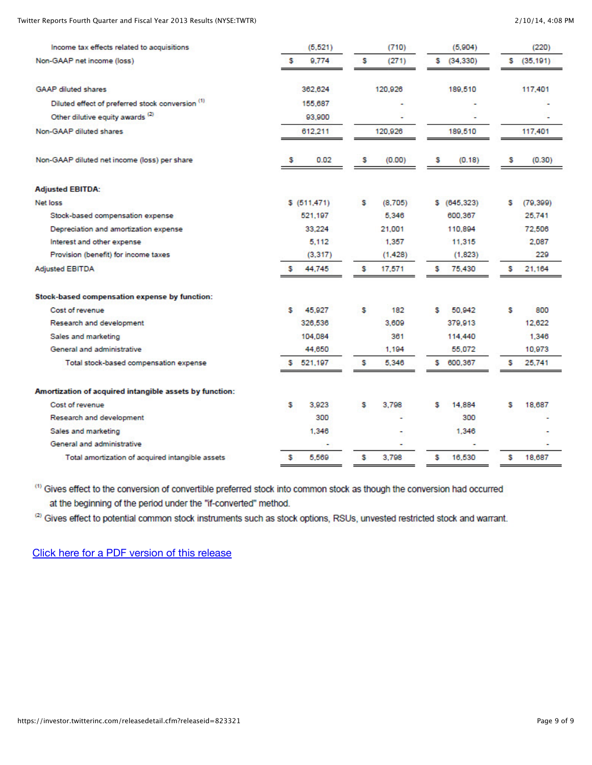| | | | | |
|---|---|---|---|---|
| Income tax effects related to acquisitions | (5,521) | (710) | (5,904) | (220) |
| Non-GAAP net income (loss) | $ 9,774 | $ (271) | $ (34,330) | $ (35,191) |
| | | | | |
| GAAP diluted shares | 362,624 | 120,926 | 189,510 | 117,401 |
| Diluted effect of preferred stock conversion [1] | 155,687 | - | - | - |
| Other dilutive equity awards [2] | 93,900 | - | - | - |
| Non-GAAP diluted shares | 612,211 | 120,926 | 189,510 | 117,401 |
| | | | | |
| Non-GAAP diluted net income (loss) per share | $ 0.02 | $ (0.00) | $ (0.18) | $ (0.30) |
| | | | | |
| **Adjusted EBITDA:** | | | | |
| Net loss | $ (511,471) | $ (8,705) | $ (645,323) | $ (79,399) |
| Stock-based compensation expense | 521,197 | 5,346 | 600,367 | 25,741 |
| Depreciation and amortization expense | 33,224 | 21,001 | 110,894 | 72,506 |
| Interest and other expense | 5,112 | 1,357 | 11,315 | 2,087 |
| Provision (benefit) for income taxes | (3,317) | (1,428) | (1,823) | 229 |
| Adjusted EBITDA | $ 44,745 | $ 17,571 | $ 75,430 | $ 21,164 |
| | | | | |
| **Stock-based compensation expense by function:** | | | | |
| Cost of revenue | $ 45,927 | $ 182 | $ 50,942 | $ 800 |
| Research and development | 326,536 | 3,609 | 379,913 | 12,622 |
| Sales and marketing | 104,084 | 361 | 114,440 | 1,346 |
| General and administrative | 44,650 | 1,194 | 55,072 | 10,973 |
| Total stock-based compensation expense | $ 521,197 | $ 5,346 | $ 600,367 | $ 25,741 |
| | | | | |
| **Amortization of acquired intangible assets by function:** | | | | |
| Cost of revenue | $ 3,923 | $ 3,798 | $ 14,884 | $ 18,687 |
| Research and development | 300 | - | 300 | - |
| Sales and marketing | 1,346 | - | 1,346 | - |
| General and administrative | - | - | - | - |
| Total amortization of acquired intangible assets | $ 5,569 | $ 3,798 | $ 16,530 | $ 18,687 |

[1] Gives effect to the conversion of convertible preferred stock into common stock as though the conversion had occurred at the beginning of the period under the "if-converted" method.

[2] Gives effect to potential common stock instruments such as stock options, RSUs, unvested restricted stock and warrant.

Click here for a PDF version of this release